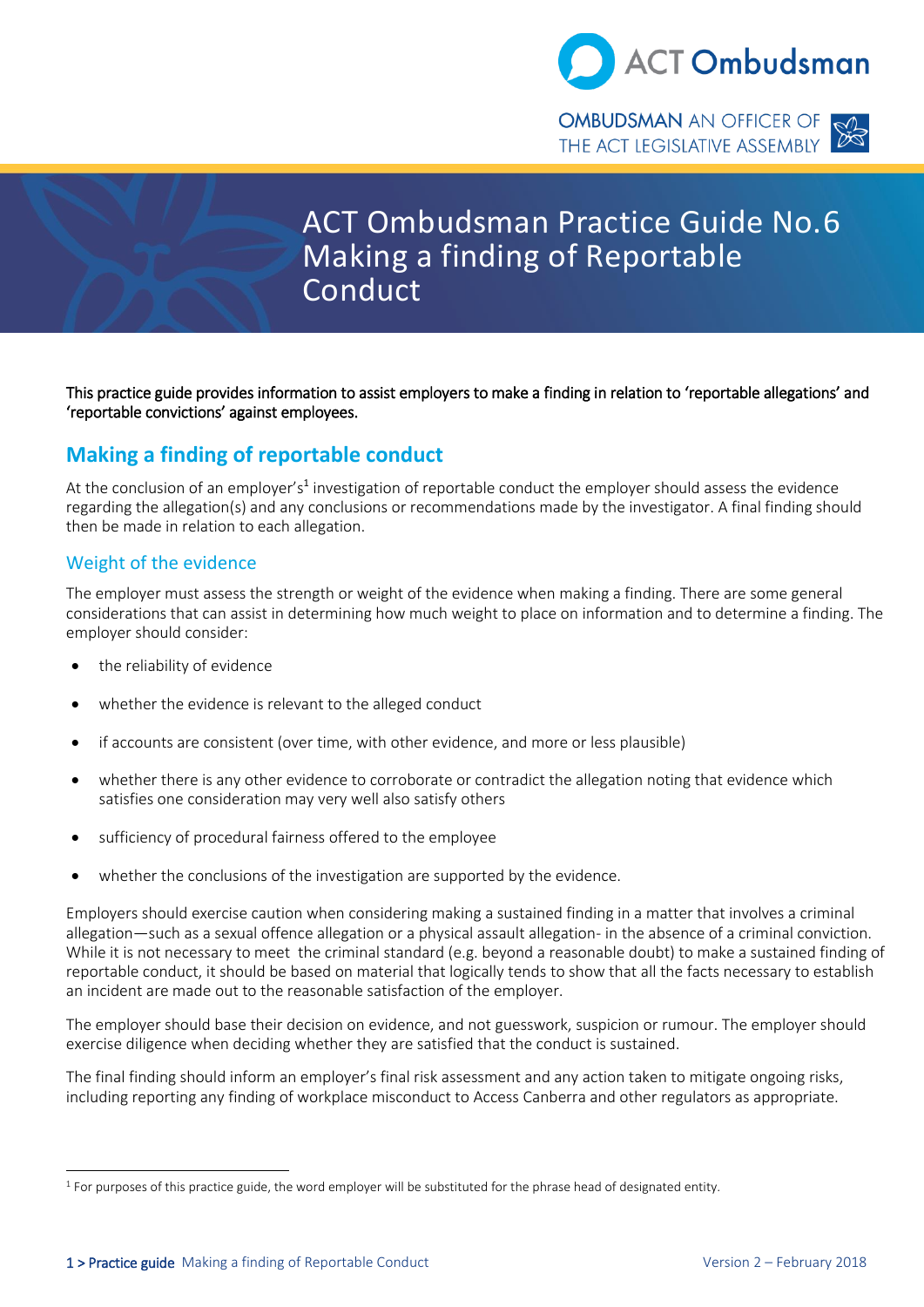ACT Ombudsman

OMBUDSMAN AN OFFICER OF THE ACT LEGISLATIVE ASSEMBLY

# ACT Ombudsman Practice Guide No.6 Making a finding of Reportable Conduct

This practice guide provides information to assist employers to make a finding in relation to 'reportable allegations' and 'reportable convictions' against employees.

## Making a finding of reportable conduct

At the conclusion of an employer's[1] investigation of reportable conduct the employer should assess the evidence regarding the allegation(s) and any conclusions or recommendations made by the investigator. A final finding should then be made in relation to each allegation.

### Weight of the evidence

The employer must assess the strength or weight of the evidence when making a finding. There are some general considerations that can assist in determining how much weight to place on information and to determine a finding. The employer should consider:

- the reliability of evidence
- whether the evidence is relevant to the alleged conduct
- if accounts are consistent (over time, with other evidence, and more or less plausible)
- whether there is any other evidence to corroborate or contradict the allegation noting that evidence which satisfies one consideration may very well also satisfy others
- sufficiency of procedural fairness offered to the employee
- whether the conclusions of the investigation are supported by the evidence.

Employers should exercise caution when considering making a sustained finding in a matter that involves a criminal allegation—such as a sexual offence allegation or a physical assault allegation- in the absence of a criminal conviction. While it is not necessary to meet the criminal standard (e.g. beyond a reasonable doubt) to make a sustained finding of reportable conduct, it should be based on material that logically tends to show that all the facts necessary to establish an incident are made out to the reasonable satisfaction of the employer.

The employer should base their decision on evidence, and not guesswork, suspicion or rumour. The employer should exercise diligence when deciding whether they are satisfied that the conduct is sustained.

The final finding should inform an employer's final risk assessment and any action taken to mitigate ongoing risks, including reporting any finding of workplace misconduct to Access Canberra and other regulators as appropriate.

---

[1] For purposes of this practice guide, the word employer will be substituted for the phrase head of designated entity.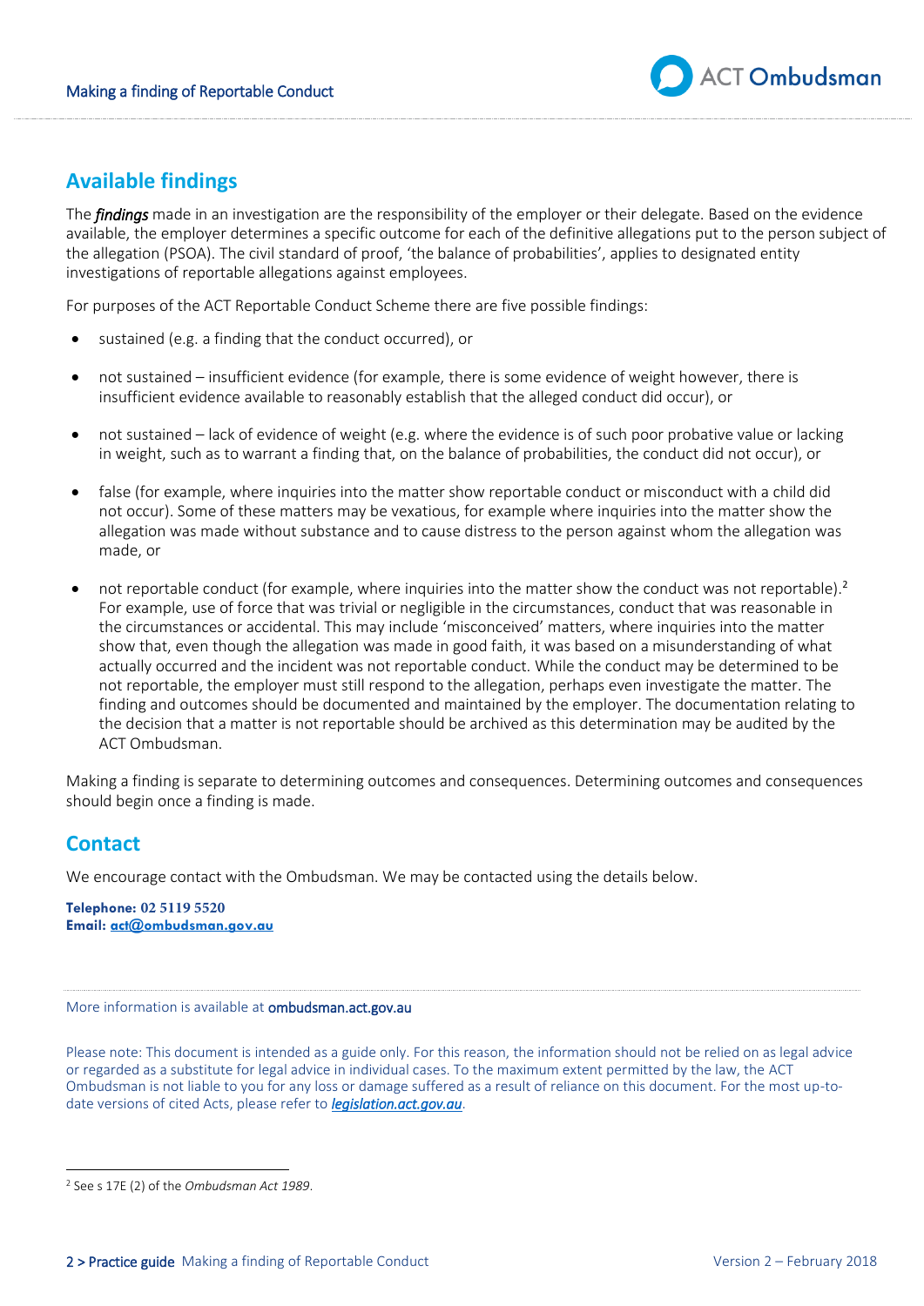## Available findings

The ***findings*** made in an investigation are the responsibility of the employer or their delegate. Based on the evidence available, the employer determines a specific outcome for each of the definitive allegations put to the person subject of the allegation (PSOA). The civil standard of proof, 'the balance of probabilities', applies to designated entity investigations of reportable allegations against employees.

For purposes of the ACT Reportable Conduct Scheme there are five possible findings:

- sustained (e.g. a finding that the conduct occurred), or
- not sustained – insufficient evidence (for example, there is some evidence of weight however, there is insufficient evidence available to reasonably establish that the alleged conduct did occur), or
- not sustained – lack of evidence of weight (e.g. where the evidence is of such poor probative value or lacking in weight, such as to warrant a finding that, on the balance of probabilities, the conduct did not occur), or
- false (for example, where inquiries into the matter show reportable conduct or misconduct with a child did not occur). Some of these matters may be vexatious, for example where inquiries into the matter show the allegation was made without substance and to cause distress to the person against whom the allegation was made, or
- not reportable conduct (for example, where inquiries into the matter show the conduct was not reportable).[2] For example, use of force that was trivial or negligible in the circumstances, conduct that was reasonable in the circumstances or accidental. This may include 'misconceived' matters, where inquiries into the matter show that, even though the allegation was made in good faith, it was based on a misunderstanding of what actually occurred and the incident was not reportable conduct. While the conduct may be determined to be not reportable, the employer must still respond to the allegation, perhaps even investigate the matter. The finding and outcomes should be documented and maintained by the employer. The documentation relating to the decision that a matter is not reportable should be archived as this determination may be audited by the ACT Ombudsman.

Making a finding is separate to determining outcomes and consequences. Determining outcomes and consequences should begin once a finding is made.

## Contact

We encourage contact with the Ombudsman. We may be contacted using the details below.

**Telephone: 02 5119 5520**
**Email: act@ombudsman.gov.au**

More information is available at **ombudsman.act.gov.au**

Please note: This document is intended as a guide only. For this reason, the information should not be relied on as legal advice or regarded as a substitute for legal advice in individual cases. To the maximum extent permitted by the law, the ACT Ombudsman is not liable to you for any loss or damage suffered as a result of reliance on this document. For the most up-to-date versions of cited Acts, please refer to ***legislation.act.gov.au***.

[2] See s 17E (2) of the *Ombudsman Act 1989*.